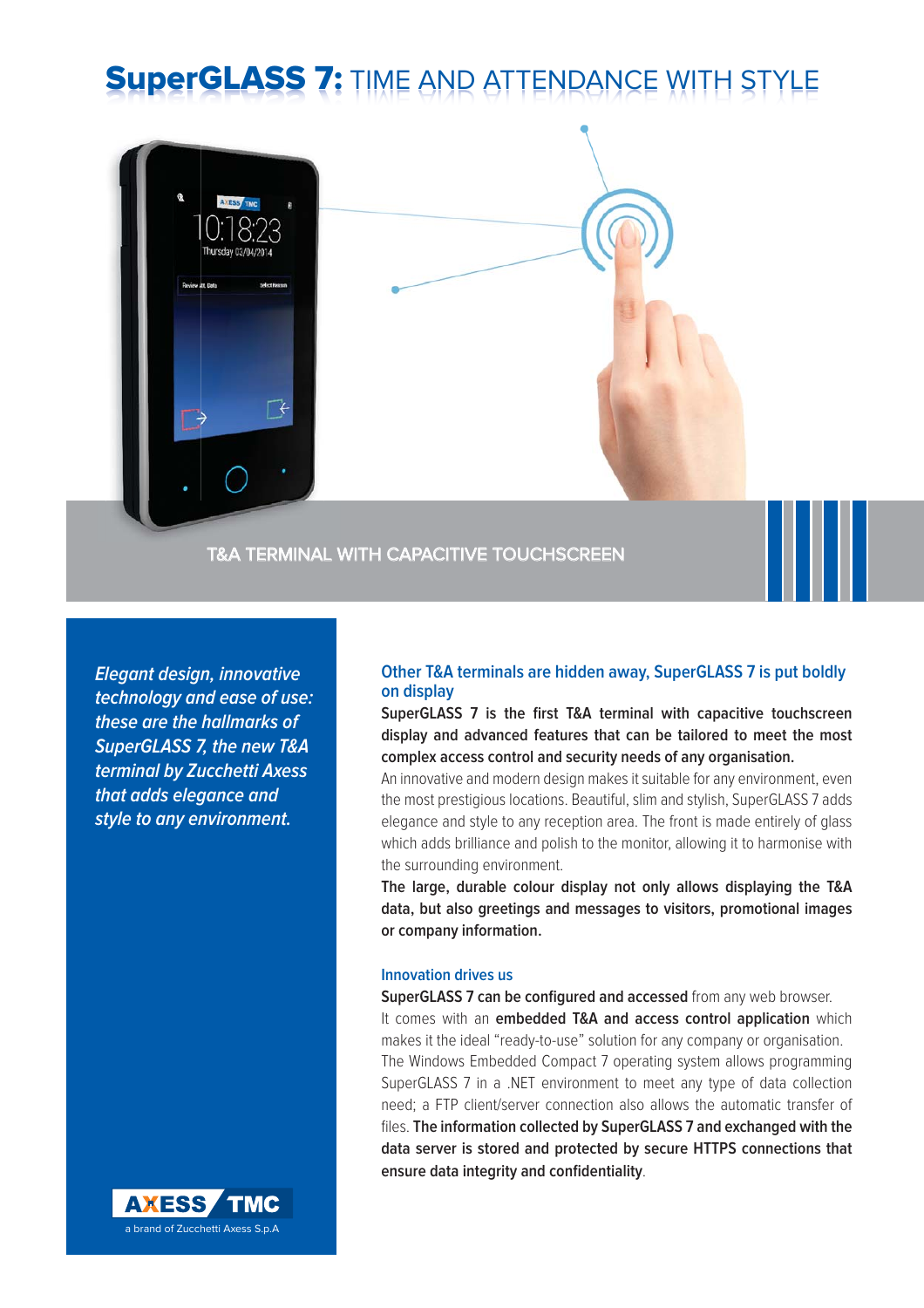# SuperGLASS 7: TIME AND ATTENDANCE WITH STYLE

T&A TERMINAL WITH CAPACITIVE TOUCHSCREEN

***Elegant design, innovative technology and ease of use: these are the hallmarks of SuperGLASS 7, the new T&A terminal by Zucchetti Axess that adds elegance and style to any environment.***

AXESS TMC
a brand of Zucchetti Axess S.p.A

## Other T&A terminals are hidden away, SuperGLASS 7 is put boldly on display

**SuperGLASS 7 is the first T&A terminal with capacitive touchscreen display and advanced features that can be tailored to meet the most complex access control and security needs of any organisation.**

An innovative and modern design makes it suitable for any environment, even the most prestigious locations. Beautiful, slim and stylish, SuperGLASS 7 adds elegance and style to any reception area. The front is made entirely of glass which adds brilliance and polish to the monitor, allowing it to harmonise with the surrounding environment.

**The large, durable colour display not only allows displaying the T&A data, but also greetings and messages to visitors, promotional images or company information.**

## Innovation drives us

**SuperGLASS 7 can be configured and accessed** from any web browser.

It comes with an **embedded T&A and access control application** which makes it the ideal "ready-to-use" solution for any company or organisation.

The Windows Embedded Compact 7 operating system allows programming SuperGLASS 7 in a .NET environment to meet any type of data collection need; a FTP client/server connection also allows the automatic transfer of files. **The information collected by SuperGLASS 7 and exchanged with the data server is stored and protected by secure HTTPS connections that ensure data integrity and confidentiality**.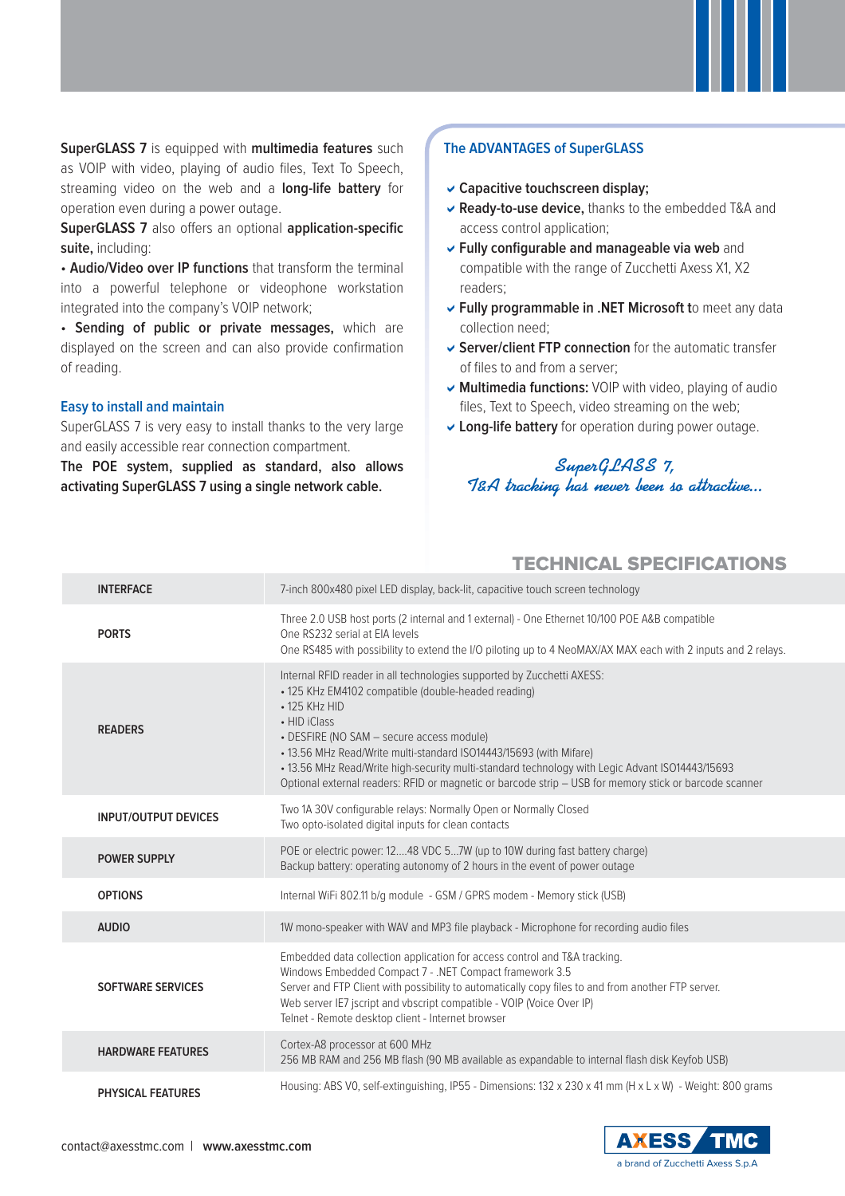**SuperGLASS 7** is equipped with **multimedia features** such as VOIP with video, playing of audio files, Text To Speech, streaming video on the web and a **long-life battery** for operation even during a power outage.

**SuperGLASS 7** also offers an optional **application-specific suite,** including:

• **Audio/Video over IP functions** that transform the terminal into a powerful telephone or videophone workstation integrated into the company's VOIP network;

• **Sending of public or private messages,** which are displayed on the screen and can also provide confirmation of reading.

## Easy to install and maintain

SuperGLASS 7 is very easy to install thanks to the very large and easily accessible rear connection compartment.

**The POE system, supplied as standard, also allows activating SuperGLASS 7 using a single network cable.**

## The ADVANTAGES of SuperGLASS

- **Capacitive touchscreen display;**
- **Ready-to-use device,** thanks to the embedded T&A and access control application;
- **Fully configurable and manageable via web** and compatible with the range of Zucchetti Axess X1, X2 readers;
- **Fully programmable in .NET Microsoft t**o meet any data collection need;
- **Server/client FTP connection** for the automatic transfer of files to and from a server;
- **Multimedia functions:** VOIP with video, playing of audio files, Text to Speech, video streaming on the web;
- **Long-life battery** for operation during power outage.

*SuperGLASS 7,*
*T&A tracking has never been so attractive...*

## TECHNICAL SPECIFICATIONS

| | |
|---|---|
| **INTERFACE** | 7-inch 800x480 pixel LED display, back-lit, capacitive touch screen technology |
| **PORTS** | Three 2.0 USB host ports (2 internal and 1 external) - One Ethernet 10/100 POE A&B compatible<br>One RS232 serial at EIA levels<br>One RS485 with possibility to extend the I/O piloting up to 4 NeoMAX/AX MAX each with 2 inputs and 2 relays. |
| **READERS** | Internal RFID reader in all technologies supported by Zucchetti AXESS:<br>• 125 KHz EM4102 compatible (double-headed reading)<br>• 125 KHz HID<br>• HID iClass<br>• DESFIRE (NO SAM – secure access module)<br>• 13.56 MHz Read/Write multi-standard ISO14443/15693 (with Mifare)<br>• 13.56 MHz Read/Write high-security multi-standard technology with Legic Advant ISO14443/15693<br>Optional external readers: RFID or magnetic or barcode strip – USB for memory stick or barcode scanner |
| **INPUT/OUTPUT DEVICES** | Two 1A 30V configurable relays: Normally Open or Normally Closed<br>Two opto-isolated digital inputs for clean contacts |
| **POWER SUPPLY** | POE or electric power: 12....48 VDC 5...7W (up to 10W during fast battery charge)<br>Backup battery: operating autonomy of 2 hours in the event of power outage |
| **OPTIONS** | Internal WiFi 802.11 b/g module - GSM / GPRS modem - Memory stick (USB) |
| **AUDIO** | 1W mono-speaker with WAV and MP3 file playback - Microphone for recording audio files |
| **SOFTWARE SERVICES** | Embedded data collection application for access control and T&A tracking.<br>Windows Embedded Compact 7 - .NET Compact framework 3.5<br>Server and FTP Client with possibility to automatically copy files to and from another FTP server.<br>Web server IE7 jscript and vbscript compatible - VOIP (Voice Over IP)<br>Telnet - Remote desktop client - Internet browser |
| **HARDWARE FEATURES** | Cortex-A8 processor at 600 MHz<br>256 MB RAM and 256 MB flash (90 MB available as expandable to internal flash disk Keyfob USB) |
| **PHYSICAL FEATURES** | Housing: ABS V0, self-extinguishing, IP55 - Dimensions: 132 x 230 x 41 mm (H x L x W) - Weight: 800 grams |

contact@axesstmc.com | **www.axesstmc.com**

AXESS TMC
a brand of Zucchetti Axess S.p.A